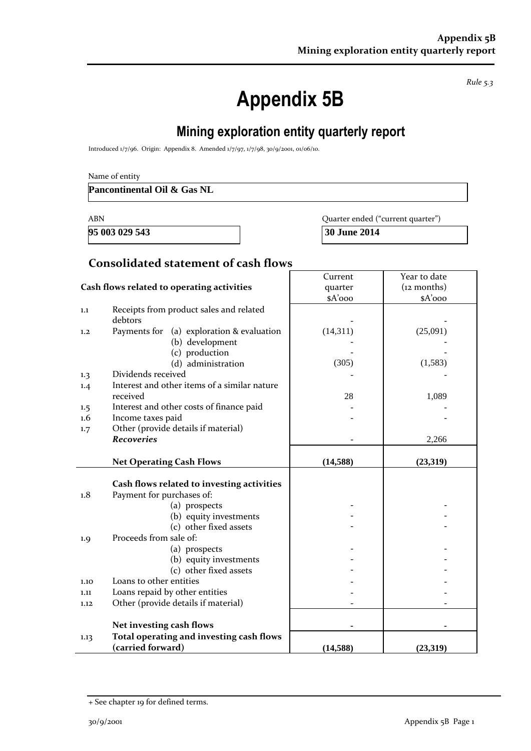*Rule 5.3*

# Appendix 5B

## Mining exploration entity quarterly report

Introduced 1/7/96. Origin: Appendix 8. Amended 1/7/97, 1/7/98, 30/9/2001, 01/06/10.

Name of entity

**Pancontinental Oil & Gas NL**

| ABN | Quarter ended ("current quarter") |
|---|---|
| **95 003 029 543** | **30 June 2014** |

## Consolidated statement of cash flows

| | Cash flows related to operating activities | Current quarter $A'000 | Year to date (12 months) $A'000 |
|---|---|---|---|
| 1.1 | Receipts from product sales and related debtors | - | - |
| 1.2 | Payments for (a) exploration & evaluation | (14,311) | (25,091) |
| | (b) development | - | - |
| | (c) production | - | - |
| | (d) administration | (305) | (1,583) |
| 1.3 | Dividends received | - | - |
| 1.4 | Interest and other items of a similar nature received | 28 | 1,089 |
| 1.5 | Interest and other costs of finance paid | - | - |
| 1.6 | Income taxes paid | - | - |
| 1.7 | Other (provide details if material) ***Recoveries*** | - | 2,266 |
| | **Net Operating Cash Flows** | **(14,588)** | **(23,319)** |
| | **Cash flows related to investing activities** | | |
| 1.8 | Payment for purchases of: | | |
| | (a) prospects | - | - |
| | (b) equity investments | - | - |
| | (c) other fixed assets | - | - |
| 1.9 | Proceeds from sale of: | | |
| | (a) prospects | - | - |
| | (b) equity investments | - | - |
| | (c) other fixed assets | - | - |
| 1.10 | Loans to other entities | - | - |
| 1.11 | Loans repaid by other entities | - | - |
| 1.12 | Other (provide details if material) | - | - |
| | **Net investing cash flows** | **-** | **-** |
| 1.13 | **Total operating and investing cash flows (carried forward)** | **(14,588)** | **(23,319)** |

+ See chapter 19 for defined terms.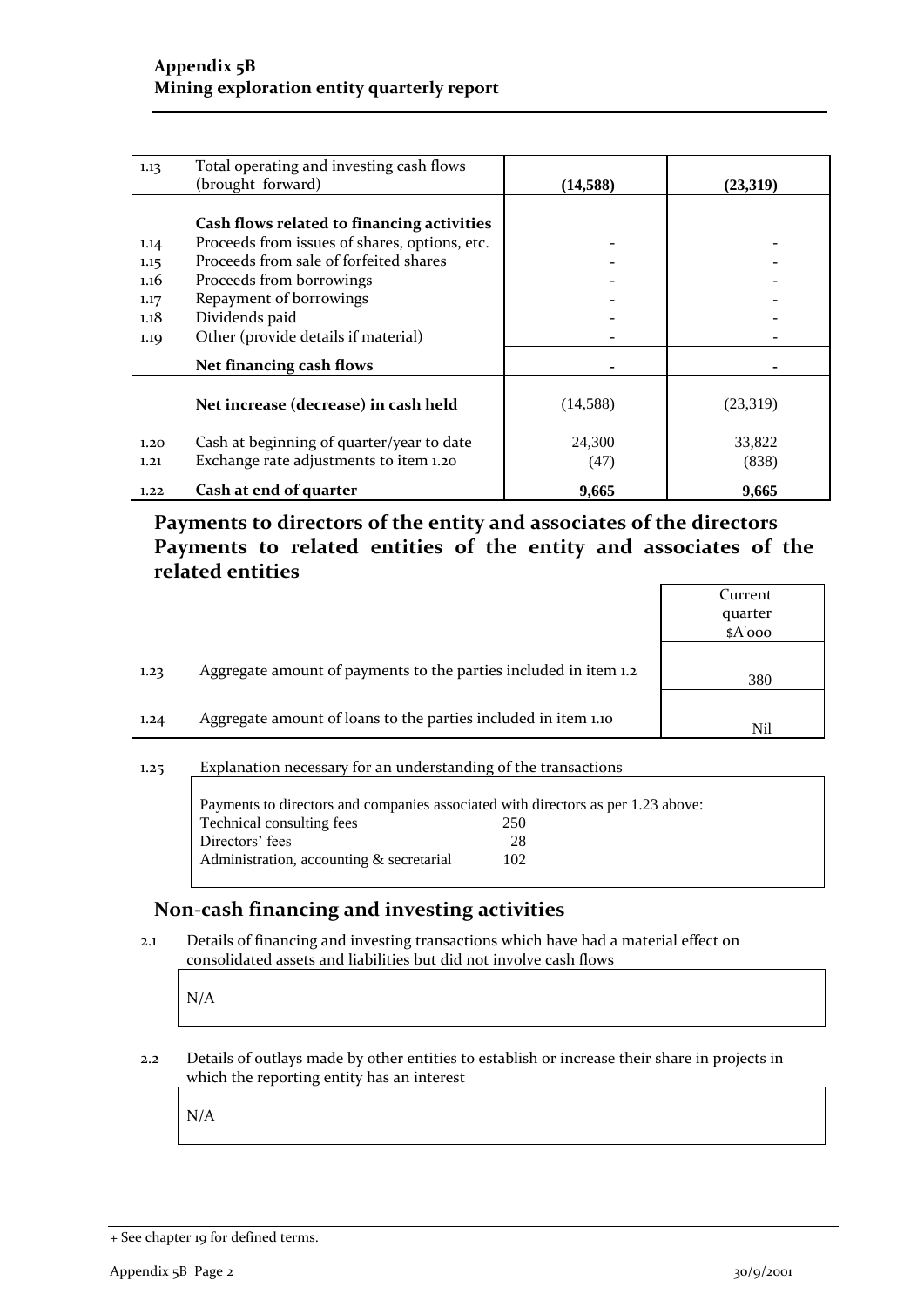| | | | |
|---|---|---|---|
| 1.13 | Total operating and investing cash flows (brought forward) | **(14,588)** | **(23,319)** |
| | **Cash flows related to financing activities** | | |
| 1.14 | Proceeds from issues of shares, options, etc. | - | - |
| 1.15 | Proceeds from sale of forfeited shares | - | - |
| 1.16 | Proceeds from borrowings | - | - |
| 1.17 | Repayment of borrowings | - | - |
| 1.18 | Dividends paid | - | - |
| 1.19 | Other (provide details if material) | - | - |
| | **Net financing cash flows** | - | - |
| | **Net increase (decrease) in cash held** | (14,588) | (23,319) |
| 1.20 | Cash at beginning of quarter/year to date | 24,300 | 33,822 |
| 1.21 | Exchange rate adjustments to item 1.20 | (47) | (838) |
| 1.22 | **Cash at end of quarter** | **9,665** | **9,665** |

## Payments to directors of the entity and associates of the directors Payments to related entities of the entity and associates of the related entities

| | | Current quarter $A'000 |
|---|---|---|
| 1.23 | Aggregate amount of payments to the parties included in item 1.2 | 380 |
| 1.24 | Aggregate amount of loans to the parties included in item 1.10 | Nil |

1.25 Explanation necessary for an understanding of the transactions

Payments to directors and companies associated with directors as per 1.23 above:

| | |
|---|---|
| Technical consulting fees | 250 |
| Directors' fees | 28 |
| Administration, accounting & secretarial | 102 |

## Non-cash financing and investing activities

2.1 Details of financing and investing transactions which have had a material effect on consolidated assets and liabilities but did not involve cash flows

N/A

2.2 Details of outlays made by other entities to establish or increase their share in projects in which the reporting entity has an interest

N/A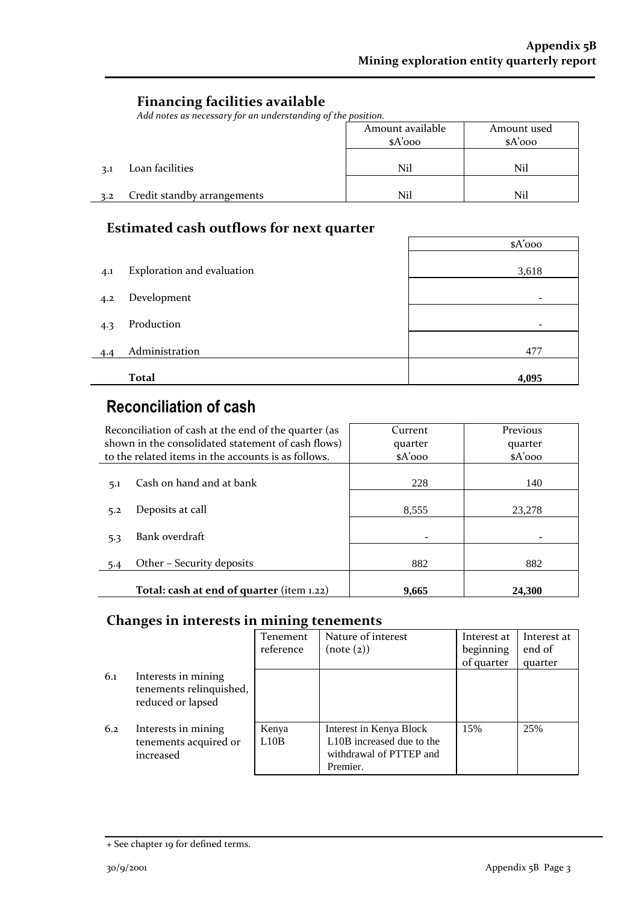## Financing facilities available

*Add notes as necessary for an understanding of the position.*

| | | Amount available $A'000 | Amount used $A'000 |
|---|---|---|---|
| 3.1 | Loan facilities | Nil | Nil |
| 3.2 | Credit standby arrangements | Nil | Nil |

## Estimated cash outflows for next quarter

| | | $A'000 |
|---|---|---|
| 4.1 | Exploration and evaluation | 3,618 |
| 4.2 | Development | - |
| 4.3 | Production | - |
| 4.4 | Administration | 477 |
| | **Total** | **4,095** |

# Reconciliation of cash

| Reconciliation of cash at the end of the quarter (as shown in the consolidated statement of cash flows) to the related items in the accounts is as follows. | | Current quarter $A'000 | Previous quarter $A'000 |
|---|---|---|---|
| 5.1 | Cash on hand and at bank | 228 | 140 |
| 5.2 | Deposits at call | 8,555 | 23,278 |
| 5.3 | Bank overdraft | - | - |
| 5.4 | Other – Security deposits | 882 | 882 |
| | **Total: cash at end of quarter** (item 1.22) | **9,665** | **24,300** |

## Changes in interests in mining tenements

| | | Tenement reference | Nature of interest (note (2)) | Interest at beginning of quarter | Interest at end of quarter |
|---|---|---|---|---|---|
| 6.1 | Interests in mining tenements relinquished, reduced or lapsed | | | | |
| 6.2 | Interests in mining tenements acquired or increased | Kenya L10B | Interest in Kenya Block L10B increased due to the withdrawal of PTTEP and Premier. | 15% | 25% |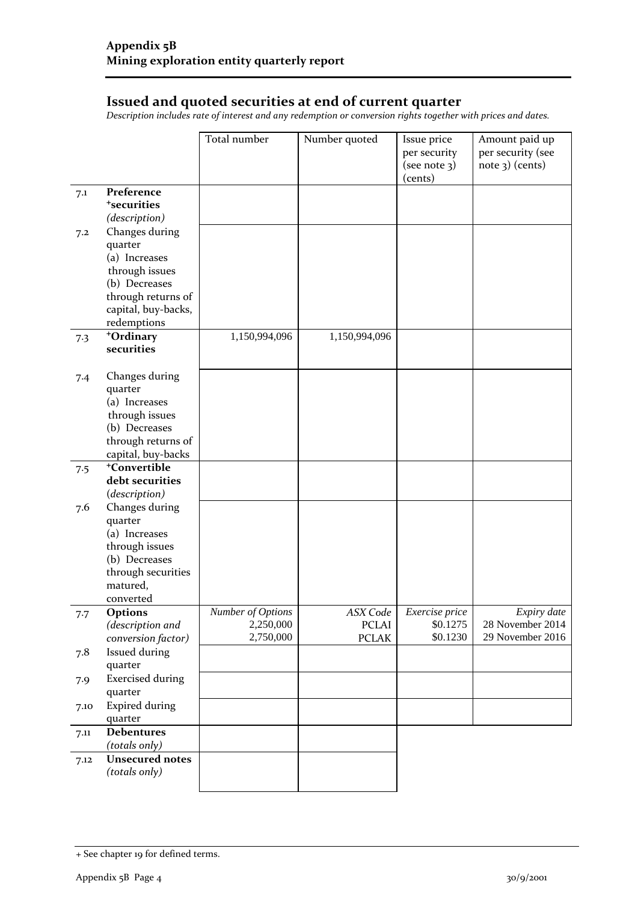**Appendix 5B**
**Mining exploration entity quarterly report**

## Issued and quoted securities at end of current quarter

*Description includes rate of interest and any redemption or conversion rights together with prices and dates.*

| | | Total number | Number quoted | Issue price per security (see note 3) (cents) | Amount paid up per security (see note 3) (cents) |
|---|---|---|---|---|---|
| 7.1 | **Preference +securities** *(description)* | | | | |
| 7.2 | Changes during quarter (a) Increases through issues (b) Decreases through returns of capital, buy-backs, redemptions | | | | |
| 7.3 | **+Ordinary securities** | 1,150,994,096 | 1,150,994,096 | | |
| 7.4 | Changes during quarter (a) Increases through issues (b) Decreases through returns of capital, buy-backs | | | | |
| 7.5 | **+Convertible debt securities** *(description)* | | | | |
| 7.6 | Changes during quarter (a) Increases through issues (b) Decreases through securities matured, converted | | | | |
| 7.7 | **Options** *(description and conversion factor)* | *Number of Options* 2,250,000 2,750,000 | *ASX Code* PCLAI PCLAK | *Exercise price* \$0.1275 \$0.1230 | *Expiry date* 28 November 2014 29 November 2016 |
| 7.8 | Issued during quarter | | | | |
| 7.9 | Exercised during quarter | | | | |
| 7.10 | Expired during quarter | | | | |
| 7.11 | **Debentures** *(totals only)* | | | | |
| 7.12 | **Unsecured notes** *(totals only)* | | | | |

+ See chapter 19 for defined terms.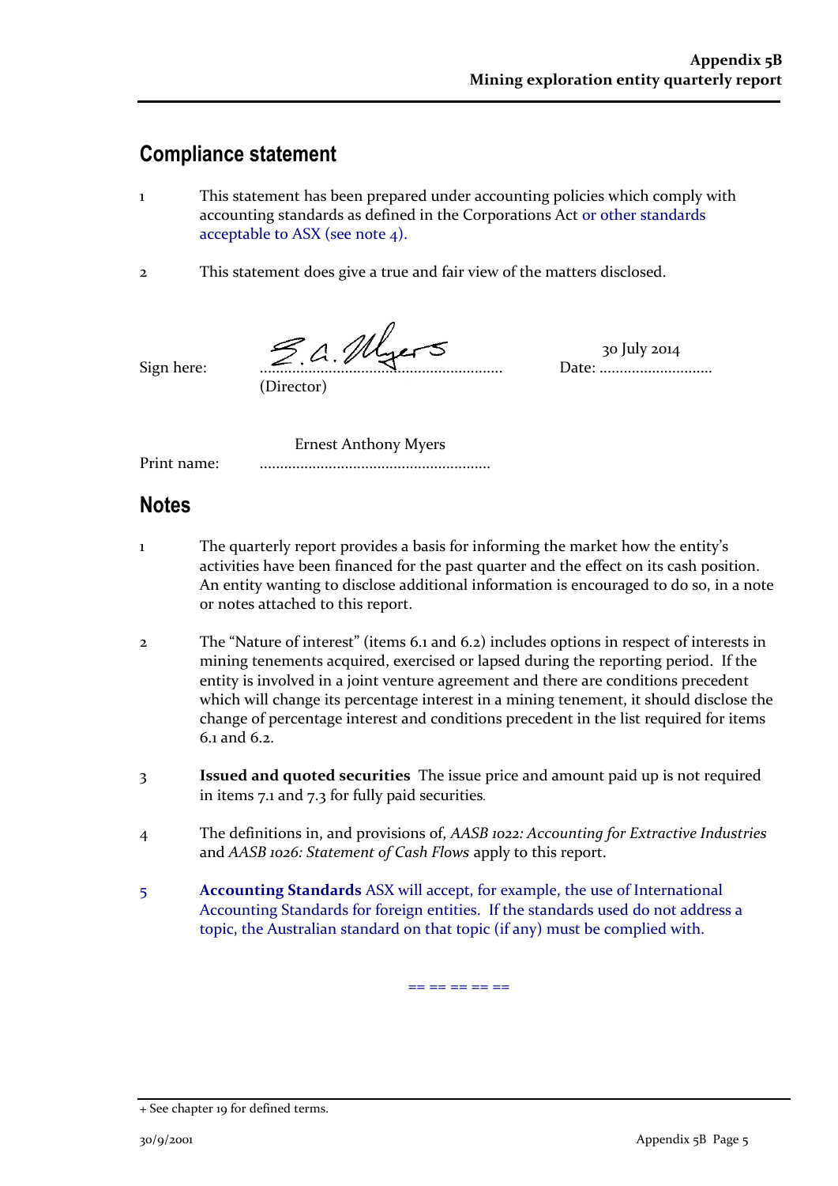## Compliance statement

1 This statement has been prepared under accounting policies which comply with accounting standards as defined in the Corporations Act or other standards acceptable to ASX (see note 4).

2 This statement does give a true and fair view of the matters disclosed.

Sign here: ............................................................ (Director) Date: 30 July 2014

Print name: Ernest Anthony Myers

## Notes

1 The quarterly report provides a basis for informing the market how the entity's activities have been financed for the past quarter and the effect on its cash position. An entity wanting to disclose additional information is encouraged to do so, in a note or notes attached to this report.

2 The "Nature of interest" (items 6.1 and 6.2) includes options in respect of interests in mining tenements acquired, exercised or lapsed during the reporting period. If the entity is involved in a joint venture agreement and there are conditions precedent which will change its percentage interest in a mining tenement, it should disclose the change of percentage interest and conditions precedent in the list required for items 6.1 and 6.2.

3 **Issued and quoted securities** The issue price and amount paid up is not required in items 7.1 and 7.3 for fully paid securities.

4 The definitions in, and provisions of, *AASB 1022: Accounting for Extractive Industries* and *AASB 1026: Statement of Cash Flows* apply to this report.

5 **Accounting Standards** ASX will accept, for example, the use of International Accounting Standards for foreign entities. If the standards used do not address a topic, the Australian standard on that topic (if any) must be complied with.

== == == == ==

+ See chapter 19 for defined terms.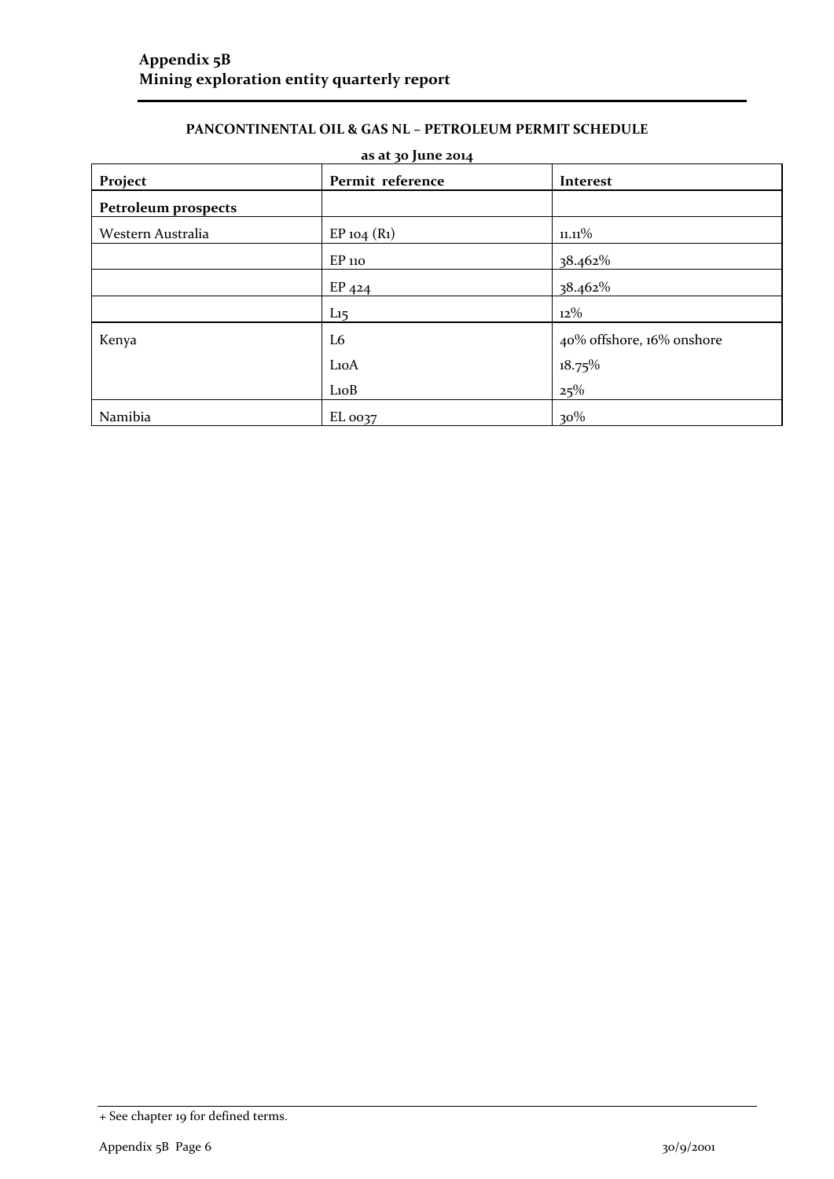## PANCONTINENTAL OIL & GAS NL – PETROLEUM PERMIT SCHEDULE

**as at 30 June 2014**

| Project | Permit reference | Interest |
|---|---|---|
| **Petroleum prospects** | | |
| Western Australia | EP 104 (R1) | 11.11% |
| | EP 110 | 38.462% |
| | EP 424 | 38.462% |
| | L15 | 12% |
| Kenya | L6 | 40% offshore, 16% onshore |
| | L10A | 18.75% |
| | L10B | 25% |
| Namibia | EL 0037 | 30% |

+ See chapter 19 for defined terms.